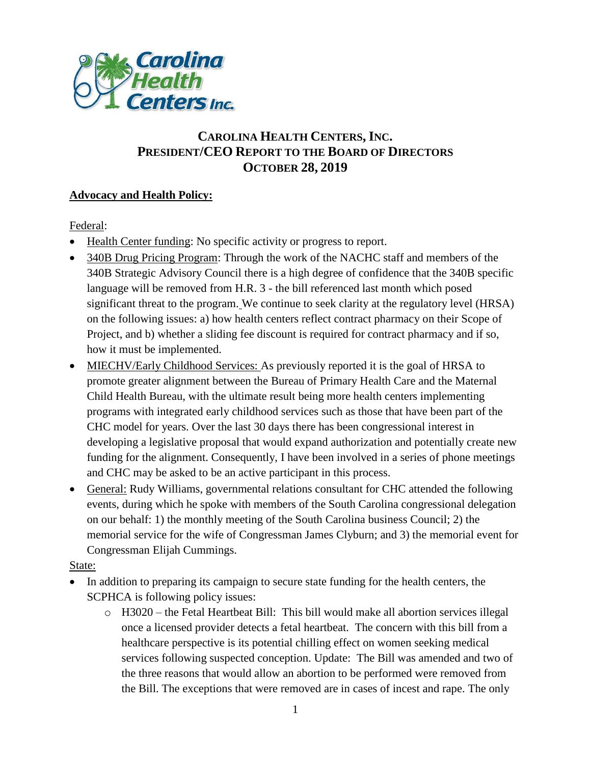# CAROLINA HEALTH CENTERS, INC.
## PRESIDENT/CEO REPORT TO THE BOARD OF DIRECTORS
## OCTOBER 28, 2019

**Advocacy and Health Policy:**

Federal:

- Health Center funding: No specific activity or progress to report.
- 340B Drug Pricing Program: Through the work of the NACHC staff and members of the 340B Strategic Advisory Council there is a high degree of confidence that the 340B specific language will be removed from H.R. 3 - the bill referenced last month which posed significant threat to the program. We continue to seek clarity at the regulatory level (HRSA) on the following issues: a) how health centers reflect contract pharmacy on their Scope of Project, and b) whether a sliding fee discount is required for contract pharmacy and if so, how it must be implemented.
- MIECHV/Early Childhood Services: As previously reported it is the goal of HRSA to promote greater alignment between the Bureau of Primary Health Care and the Maternal Child Health Bureau, with the ultimate result being more health centers implementing programs with integrated early childhood services such as those that have been part of the CHC model for years. Over the last 30 days there has been congressional interest in developing a legislative proposal that would expand authorization and potentially create new funding for the alignment. Consequently, I have been involved in a series of phone meetings and CHC may be asked to be an active participant in this process.
- General: Rudy Williams, governmental relations consultant for CHC attended the following events, during which he spoke with members of the South Carolina congressional delegation on our behalf: 1) the monthly meeting of the South Carolina business Council; 2) the memorial service for the wife of Congressman James Clyburn; and 3) the memorial event for Congressman Elijah Cummings.

State:

- In addition to preparing its campaign to secure state funding for the health centers, the SCPHCA is following policy issues:
  - H3020 – the Fetal Heartbeat Bill: This bill would make all abortion services illegal once a licensed provider detects a fetal heartbeat. The concern with this bill from a healthcare perspective is its potential chilling effect on women seeking medical services following suspected conception. Update: The Bill was amended and two of the three reasons that would allow an abortion to be performed were removed from the Bill. The exceptions that were removed are in cases of incest and rape. The only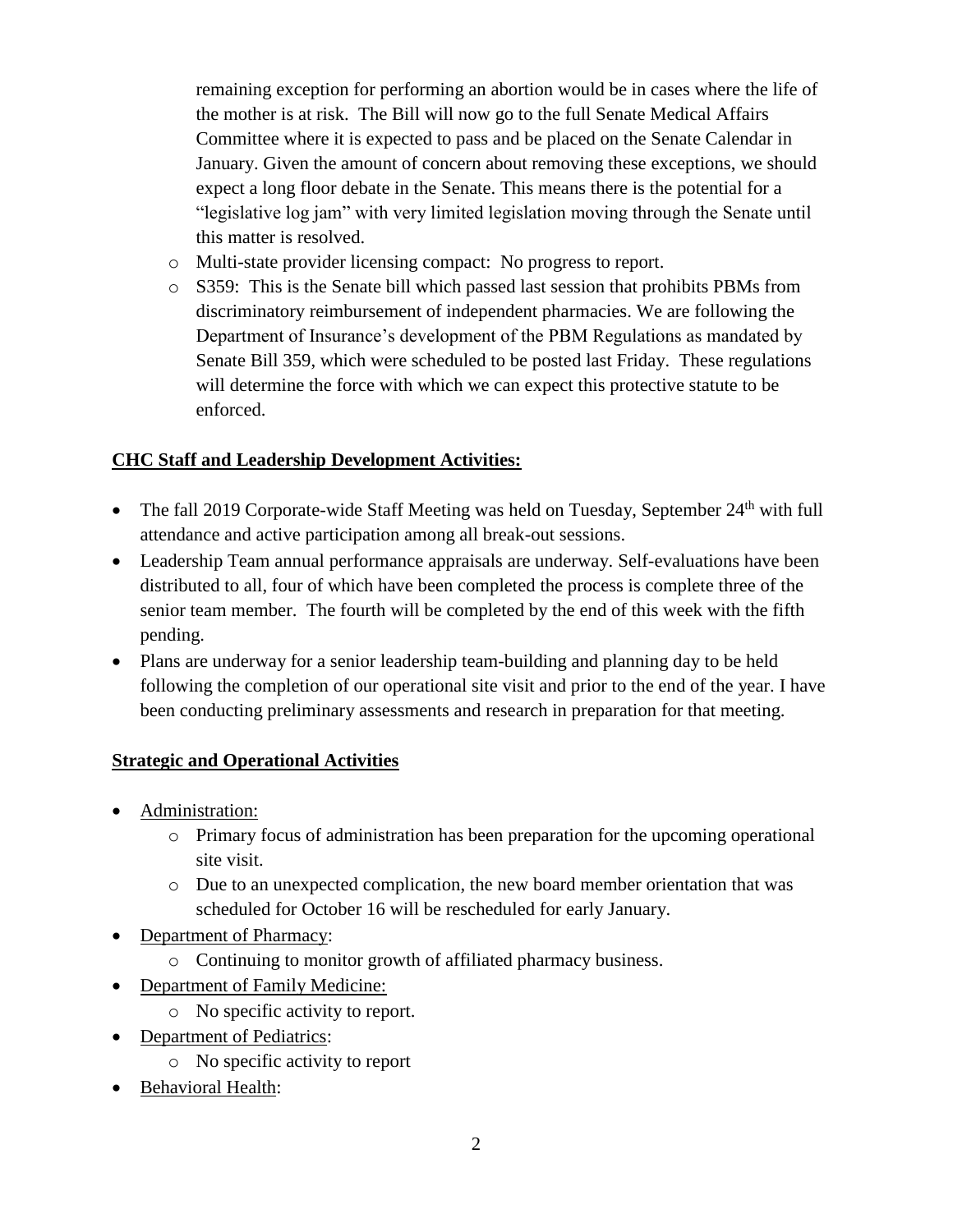remaining exception for performing an abortion would be in cases where the life of the mother is at risk. The Bill will now go to the full Senate Medical Affairs Committee where it is expected to pass and be placed on the Senate Calendar in January. Given the amount of concern about removing these exceptions, we should expect a long floor debate in the Senate. This means there is the potential for a "legislative log jam" with very limited legislation moving through the Senate until this matter is resolved.

  - Multi-state provider licensing compact: No progress to report.
  - S359: This is the Senate bill which passed last session that prohibits PBMs from discriminatory reimbursement of independent pharmacies. We are following the Department of Insurance's development of the PBM Regulations as mandated by Senate Bill 359, which were scheduled to be posted last Friday. These regulations will determine the force with which we can expect this protective statute to be enforced.

**<u>CHC Staff and Leadership Development Activities:</u>**

- The fall 2019 Corporate-wide Staff Meeting was held on Tuesday, September 24th with full attendance and active participation among all break-out sessions.
- Leadership Team annual performance appraisals are underway. Self-evaluations have been distributed to all, four of which have been completed the process is complete three of the senior team member. The fourth will be completed by the end of this week with the fifth pending.
- Plans are underway for a senior leadership team-building and planning day to be held following the completion of our operational site visit and prior to the end of the year. I have been conducting preliminary assessments and research in preparation for that meeting.

**<u>Strategic and Operational Activities</u>**

- <u>Administration:</u>
  - Primary focus of administration has been preparation for the upcoming operational site visit.
  - Due to an unexpected complication, the new board member orientation that was scheduled for October 16 will be rescheduled for early January.
- <u>Department of Pharmacy</u>:
  - Continuing to monitor growth of affiliated pharmacy business.
- <u>Department of Family Medicine:</u>
  - No specific activity to report.
- <u>Department of Pediatrics</u>:
  - No specific activity to report
- <u>Behavioral Health</u>: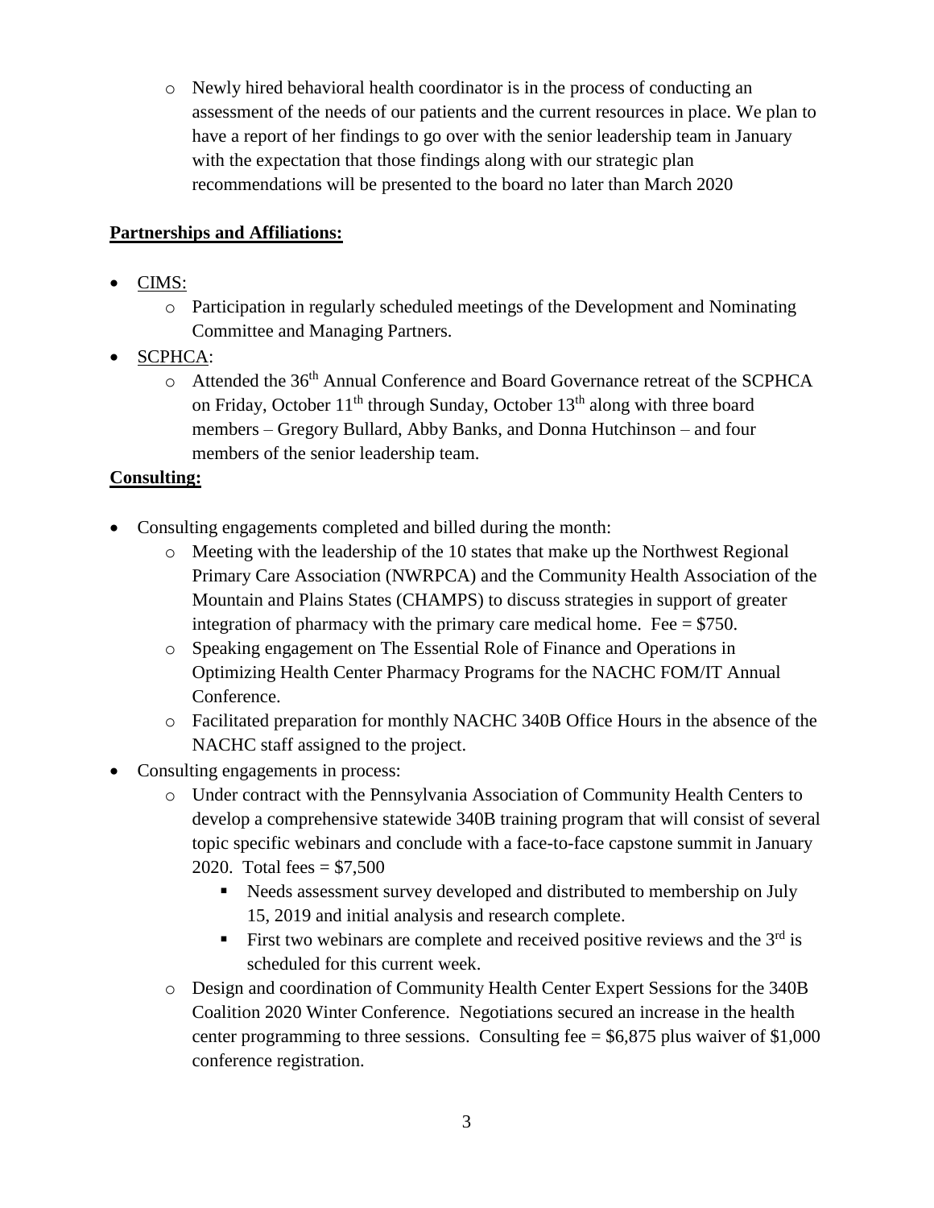- Newly hired behavioral health coordinator is in the process of conducting an assessment of the needs of our patients and the current resources in place. We plan to have a report of her findings to go over with the senior leadership team in January with the expectation that those findings along with our strategic plan recommendations will be presented to the board no later than March 2020

**Partnerships and Affiliations:**

- CIMS:
  - Participation in regularly scheduled meetings of the Development and Nominating Committee and Managing Partners.
- SCPHCA:
  - Attended the 36th Annual Conference and Board Governance retreat of the SCPHCA on Friday, October 11th through Sunday, October 13th along with three board members – Gregory Bullard, Abby Banks, and Donna Hutchinson – and four members of the senior leadership team.

**Consulting:**

- Consulting engagements completed and billed during the month:
  - Meeting with the leadership of the 10 states that make up the Northwest Regional Primary Care Association (NWRPCA) and the Community Health Association of the Mountain and Plains States (CHAMPS) to discuss strategies in support of greater integration of pharmacy with the primary care medical home. Fee = $750.
  - Speaking engagement on The Essential Role of Finance and Operations in Optimizing Health Center Pharmacy Programs for the NACHC FOM/IT Annual Conference.
  - Facilitated preparation for monthly NACHC 340B Office Hours in the absence of the NACHC staff assigned to the project.
- Consulting engagements in process:
  - Under contract with the Pennsylvania Association of Community Health Centers to develop a comprehensive statewide 340B training program that will consist of several topic specific webinars and conclude with a face-to-face capstone summit in January 2020. Total fees = $7,500
    - Needs assessment survey developed and distributed to membership on July 15, 2019 and initial analysis and research complete.
    - First two webinars are complete and received positive reviews and the 3rd is scheduled for this current week.
  - Design and coordination of Community Health Center Expert Sessions for the 340B Coalition 2020 Winter Conference. Negotiations secured an increase in the health center programming to three sessions. Consulting fee = $6,875 plus waiver of $1,000 conference registration.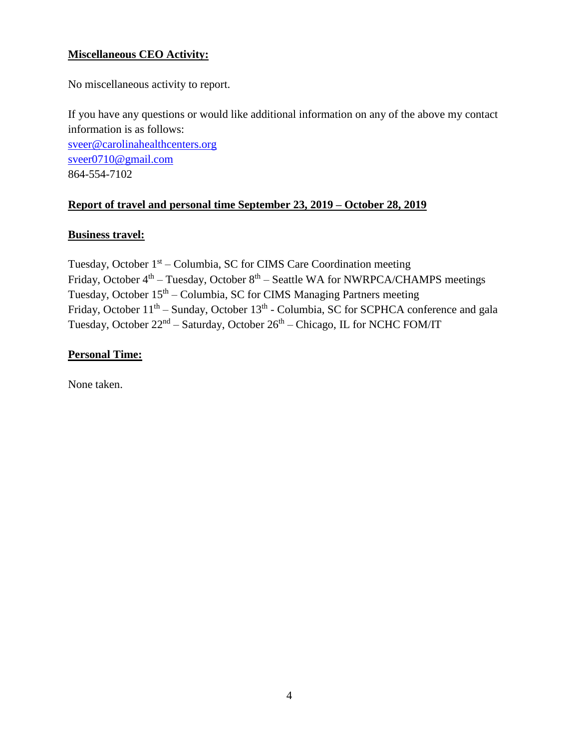**Miscellaneous CEO Activity:**

No miscellaneous activity to report.

If you have any questions or would like additional information on any of the above my contact information is as follows:
sveer@carolinahealthcenters.org
sveer0710@gmail.com
864-554-7102

**Report of travel and personal time September 23, 2019 – October 28, 2019**

**Business travel:**

Tuesday, October 1st – Columbia, SC for CIMS Care Coordination meeting
Friday, October 4th – Tuesday, October 8th – Seattle WA for NWRPCA/CHAMPS meetings
Tuesday, October 15th – Columbia, SC for CIMS Managing Partners meeting
Friday, October 11th – Sunday, October 13th - Columbia, SC for SCPHCA conference and gala
Tuesday, October 22nd – Saturday, October 26th – Chicago, IL for NCHC FOM/IT

**Personal Time:**

None taken.